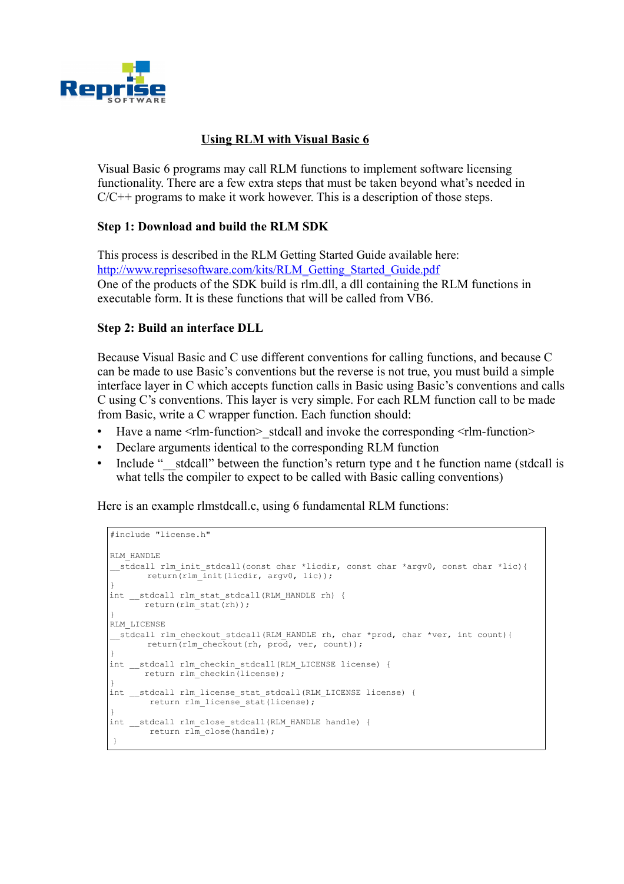# Using RLM with Visual Basic 6

Visual Basic 6 programs may call RLM functions to implement software licensing functionality. There are a few extra steps that must be taken beyond what's needed in C/C++ programs to make it work however. This is a description of those steps.

### Step 1: Download and build the RLM SDK

This process is described in the RLM Getting Started Guide available here: http://www.reprisesoftware.com/kits/RLM_Getting_Started_Guide.pdf

One of the products of the SDK build is rlm.dll, a dll containing the RLM functions in executable form. It is these functions that will be called from VB6.

### Step 2: Build an interface DLL

Because Visual Basic and C use different conventions for calling functions, and because C can be made to use Basic's conventions but the reverse is not true, you must build a simple interface layer in C which accepts function calls in Basic using Basic's conventions and calls C using C's conventions. This layer is very simple. For each RLM function call to be made from Basic, write a C wrapper function. Each function should:

- Have a name <rlm-function>_stdcall and invoke the corresponding <rlm-function>
- Declare arguments identical to the corresponding RLM function
- Include "__stdcall" between the function's return type and t he function name (stdcall is what tells the compiler to expect to be called with Basic calling conventions)

Here is an example rlmstdcall.c, using 6 fundamental RLM functions:

```
#include "license.h"

RLM_HANDLE
__stdcall rlm_init_stdcall(const char *licdir, const char *argv0, const char *lic){
        return(rlm_init(licdir, argv0, lic));
}
int __stdcall rlm_stat_stdcall(RLM_HANDLE rh) {
       return(rlm_stat(rh));
}
RLM_LICENSE
__stdcall rlm_checkout_stdcall(RLM_HANDLE rh, char *prod, char *ver, int count){
        return(rlm_checkout(rh, prod, ver, count));
}
int __stdcall rlm_checkin_stdcall(RLM_LICENSE license) {
       return rlm_checkin(license);
}
int __stdcall rlm_license_stat_stdcall(RLM_LICENSE license) {
         return rlm_license_stat(license);
}
int __stdcall rlm_close_stdcall(RLM_HANDLE handle) {
         return rlm_close(handle);
 }
```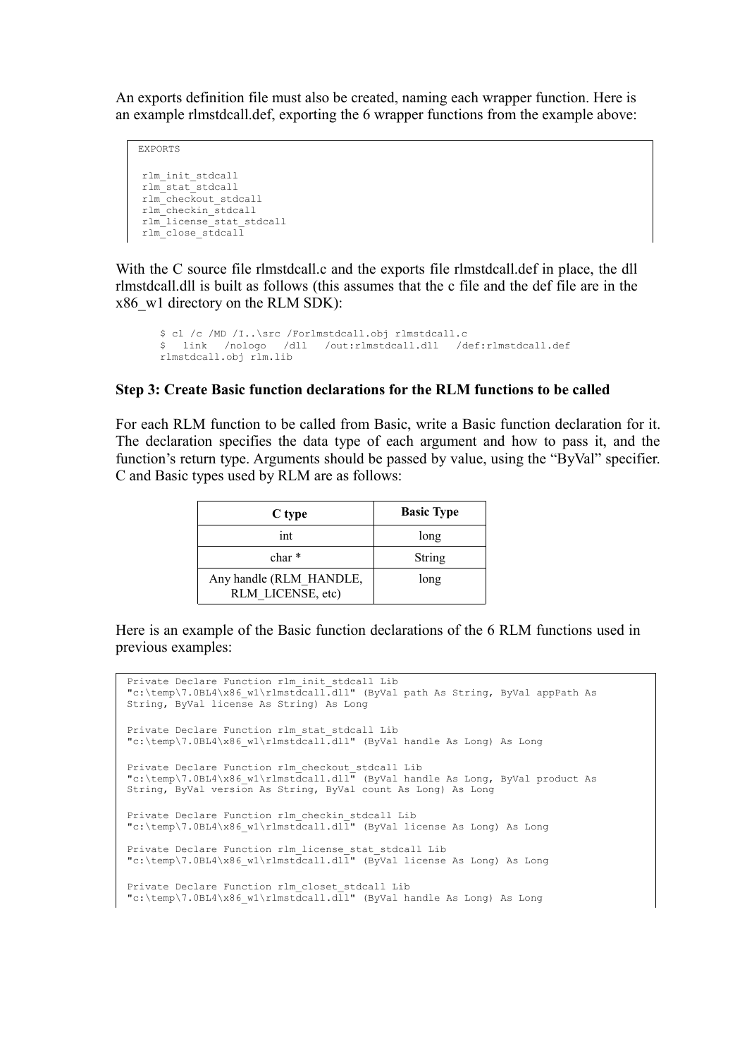An exports definition file must also be created, naming each wrapper function. Here is an example rlmstdcall.def, exporting the 6 wrapper functions from the example above:

```
EXPORTS

 rlm_init_stdcall
 rlm_stat_stdcall
 rlm_checkout_stdcall
 rlm_checkin_stdcall
 rlm_license_stat_stdcall
 rlm_close_stdcall
```

With the C source file rlmstdcall.c and the exports file rlmstdcall.def in place, the dll rlmstdcall.dll is built as follows (this assumes that the c file and the def file are in the x86_w1 directory on the RLM SDK):

```
$ cl /c /MD /I..\src /Forlmstdcall.obj rlmstdcall.c
$  link  /nologo  /dll  /out:rlmstdcall.dll  /def:rlmstdcall.def
rlmstdcall.obj rlm.lib
```

**Step 3: Create Basic function declarations for the RLM functions to be called**

For each RLM function to be called from Basic, write a Basic function declaration for it. The declaration specifies the data type of each argument and how to pass it, and the function's return type. Arguments should be passed by value, using the "ByVal" specifier. C and Basic types used by RLM are as follows:

| C type | Basic Type |
| --- | --- |
| int | long |
| char * | String |
| Any handle (RLM_HANDLE, RLM_LICENSE, etc) | long |

Here is an example of the Basic function declarations of the 6 RLM functions used in previous examples:

```
Private Declare Function rlm_init_stdcall Lib
"c:\temp\7.0BL4\x86_w1\rlmstdcall.dll" (ByVal path As String, ByVal appPath As
String, ByVal license As String) As Long

Private Declare Function rlm_stat_stdcall Lib
"c:\temp\7.0BL4\x86_w1\rlmstdcall.dll" (ByVal handle As Long) As Long

Private Declare Function rlm_checkout_stdcall Lib
"c:\temp\7.0BL4\x86_w1\rlmstdcall.dll" (ByVal handle As Long, ByVal product As
String, ByVal version As String, ByVal count As Long) As Long

Private Declare Function rlm_checkin_stdcall Lib
"c:\temp\7.0BL4\x86_w1\rlmstdcall.dll" (ByVal license As Long) As Long

Private Declare Function rlm_license_stat_stdcall Lib
"c:\temp\7.0BL4\x86_w1\rlmstdcall.dll" (ByVal license As Long) As Long

Private Declare Function rlm_closet_stdcall Lib
"c:\temp\7.0BL4\x86_w1\rlmstdcall.dll" (ByVal handle As Long) As Long
```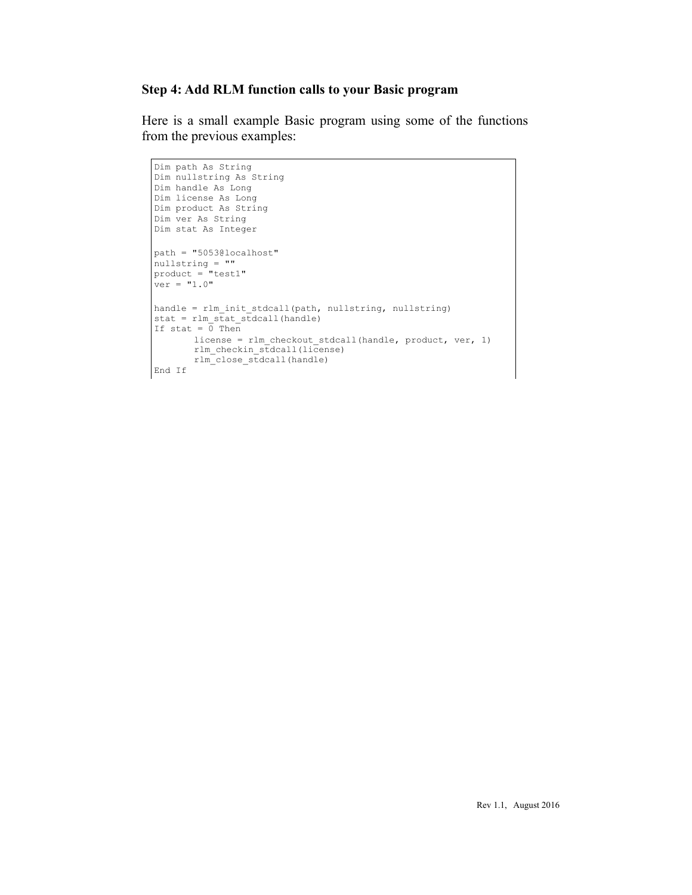### Step 4: Add RLM function calls to your Basic program

Here is a small example Basic program using some of the functions from the previous examples:

```
Dim path As String
Dim nullstring As String
Dim handle As Long
Dim license As Long
Dim product As String
Dim ver As String
Dim stat As Integer

path = "5053@localhost"
nullstring = ""
product = "test1"
ver = "1.0"

handle = rlm_init_stdcall(path, nullstring, nullstring)
stat = rlm_stat_stdcall(handle)
If stat = 0 Then
       license = rlm_checkout_stdcall(handle, product, ver, 1)
       rlm_checkin_stdcall(license)
       rlm_close_stdcall(handle)
End If
```

Rev 1.1, August 2016